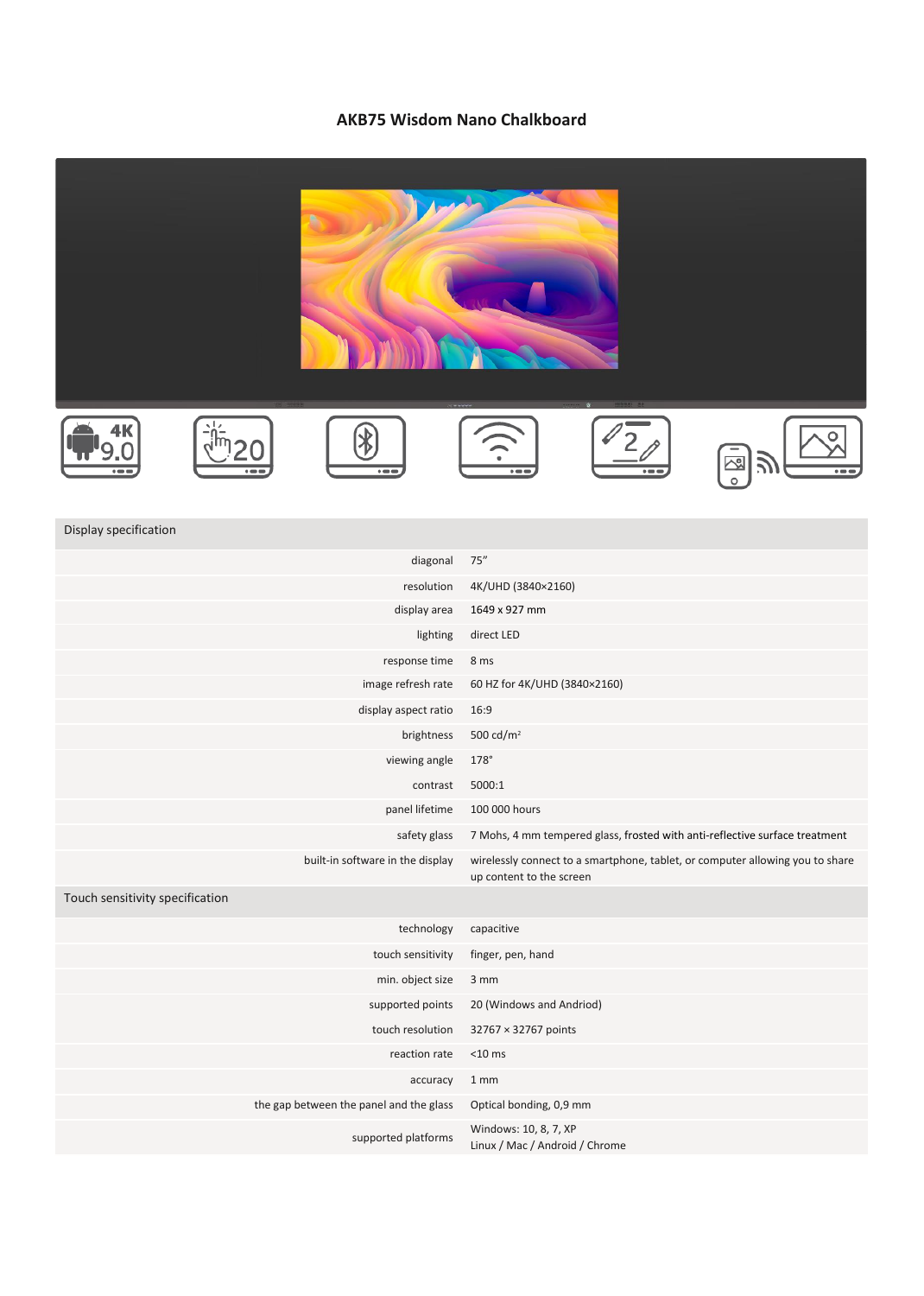# AKB75 Wisdom Nano Chalkboard

| | |
|---|---|
| **Display specification** | |
| diagonal | 75" |
| resolution | 4K/UHD (3840×2160) |
| display area | 1649 x 927 mm |
| lighting | direct LED |
| response time | 8 ms |
| image refresh rate | 60 HZ for 4K/UHD (3840×2160) |
| display aspect ratio | 16:9 |
| brightness | 500 cd/m² |
| viewing angle | 178° |
| contrast | 5000:1 |
| panel lifetime | 100 000 hours |
| safety glass | 7 Mohs, 4 mm tempered glass, frosted with anti-reflective surface treatment |
| built-in software in the display | wirelessly connect to a smartphone, tablet, or computer allowing you to share up content to the screen |
| **Touch sensitivity specification** | |
| technology | capacitive |
| touch sensitivity | finger, pen, hand |
| min. object size | 3 mm |
| supported points | 20 (Windows and Andriod) |
| touch resolution | 32767 × 32767 points |
| reaction rate | <10 ms |
| accuracy | 1 mm |
| the gap between the panel and the glass | Optical bonding, 0,9 mm |
| supported platforms | Windows: 10, 8, 7, XP<br>Linux / Mac / Android / Chrome |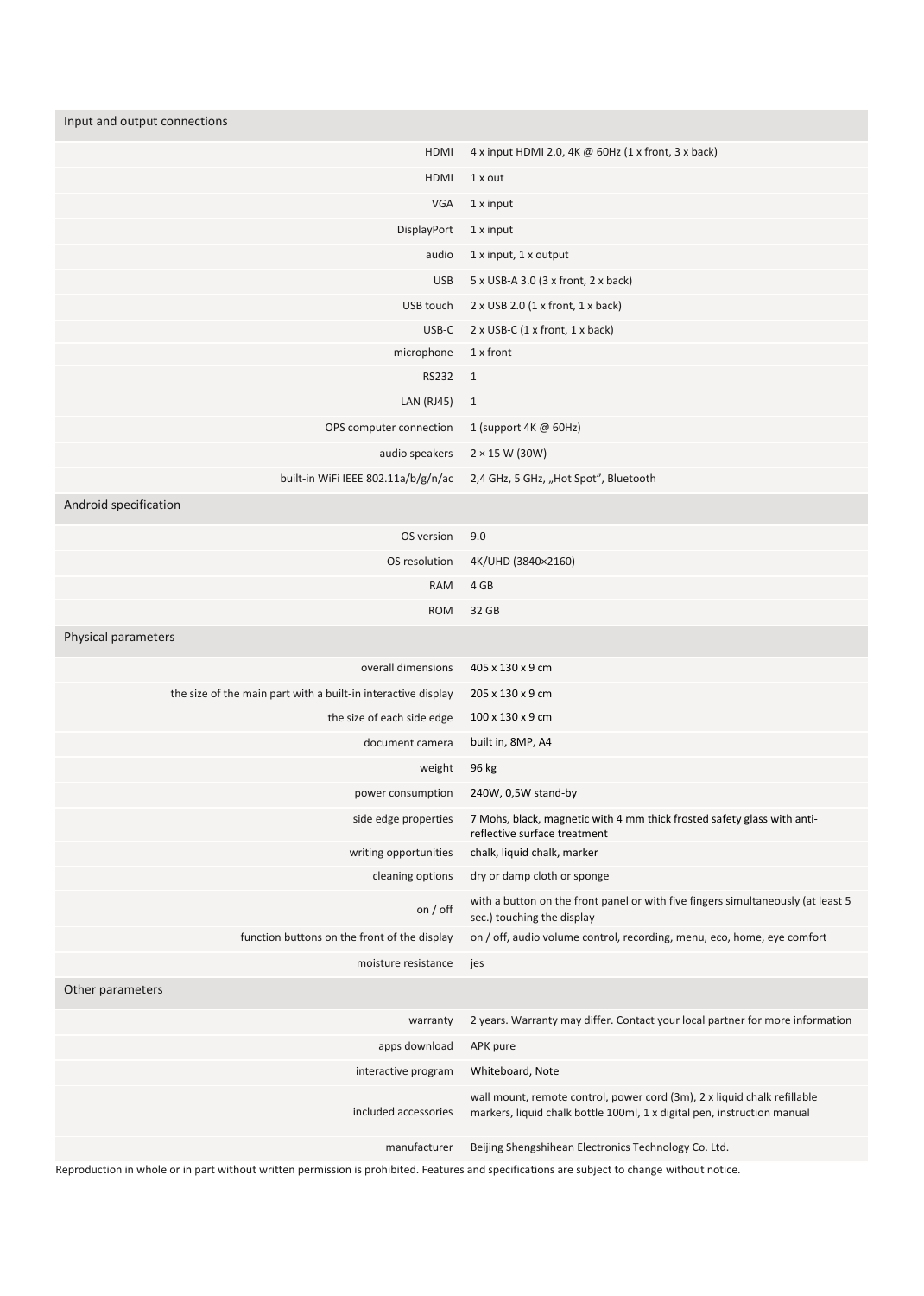| | |
|---|---|
| **Input and output connections** | |
| HDMI | 4 x input HDMI 2.0, 4K @ 60Hz (1 x front, 3 x back) |
| HDMI | 1 x out |
| VGA | 1 x input |
| DisplayPort | 1 x input |
| audio | 1 x input, 1 x output |
| USB | 5 x USB-A 3.0 (3 x front, 2 x back) |
| USB touch | 2 x USB 2.0 (1 x front, 1 x back) |
| USB-C | 2 x USB-C (1 x front, 1 x back) |
| microphone | 1 x front |
| RS232 | 1 |
| LAN (RJ45) | 1 |
| OPS computer connection | 1 (support 4K @ 60Hz) |
| audio speakers | 2 × 15 W (30W) |
| built-in WiFi IEEE 802.11a/b/g/n/ac | 2,4 GHz, 5 GHz, „Hot Spot”, Bluetooth |
| **Android specification** | |
| OS version | 9.0 |
| OS resolution | 4K/UHD (3840×2160) |
| RAM | 4 GB |
| ROM | 32 GB |
| **Physical parameters** | |
| overall dimensions | 405 x 130 x 9 cm |
| the size of the main part with a built-in interactive display | 205 x 130 x 9 cm |
| the size of each side edge | 100 x 130 x 9 cm |
| document camera | built in, 8MP, A4 |
| weight | 96 kg |
| power consumption | 240W, 0,5W stand-by |
| side edge properties | 7 Mohs, black, magnetic with 4 mm thick frosted safety glass with anti-reflective surface treatment |
| writing opportunities | chalk, liquid chalk, marker |
| cleaning options | dry or damp cloth or sponge |
| on / off | with a button on the front panel or with five fingers simultaneously (at least 5 sec.) touching the display |
| function buttons on the front of the display | on / off, audio volume control, recording, menu, eco, home, eye comfort |
| moisture resistance | jes |
| **Other parameters** | |
| warranty | 2 years. Warranty may differ. Contact your local partner for more information |
| apps download | APK pure |
| interactive program | Whiteboard, Note |
| included accessories | wall mount, remote control, power cord (3m), 2 x liquid chalk refillable markers, liquid chalk bottle 100ml, 1 x digital pen, instruction manual |
| manufacturer | Beijing Shengshihean Electronics Technology Co. Ltd. |

Reproduction in whole or in part without written permission is prohibited. Features and specifications are subject to change without notice.